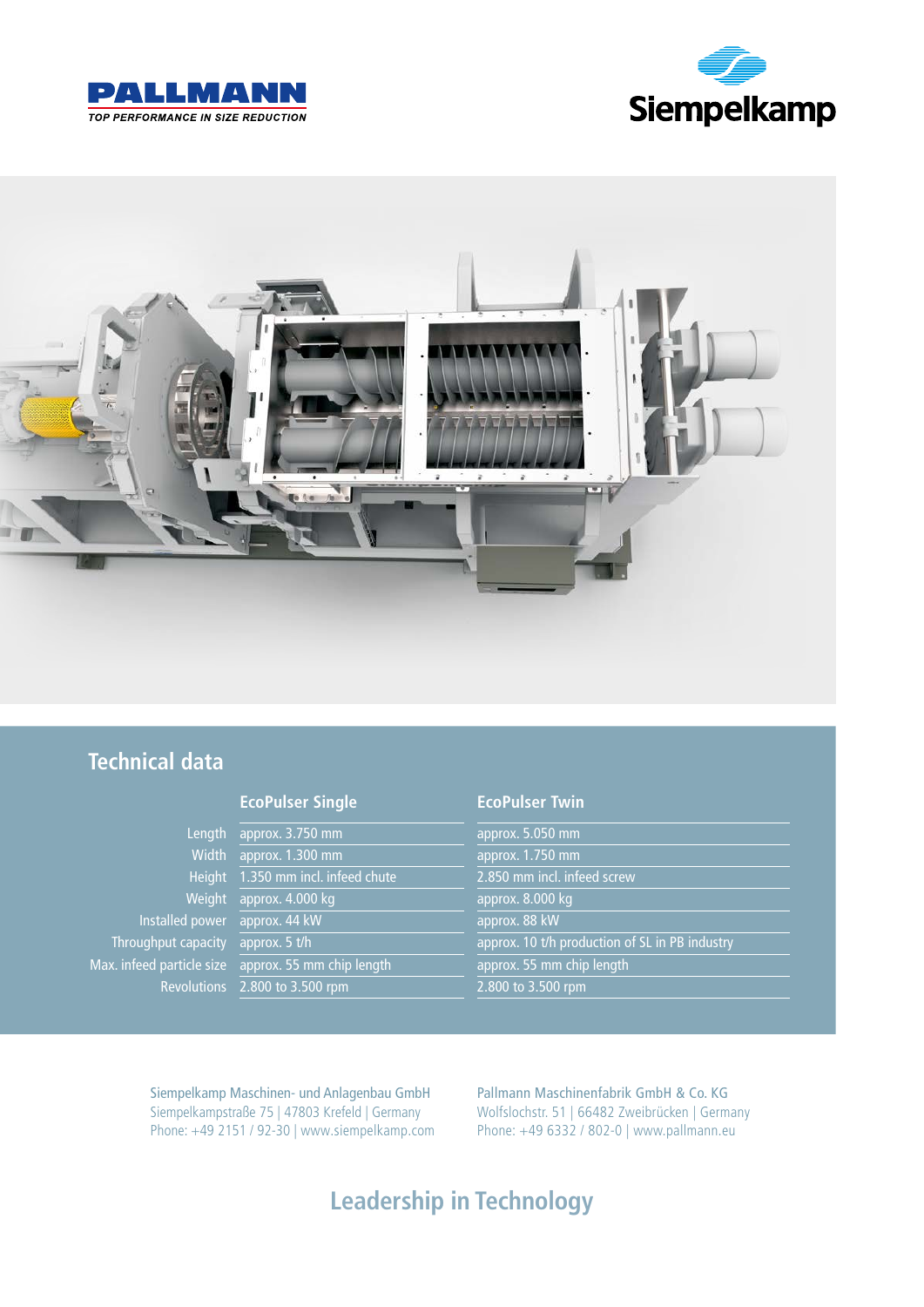PALLMANN
TOP PERFORMANCE IN SIZE REDUCTION

Siempelkamp

## Technical data

| | EcoPulser Single | EcoPulser Twin |
|---|---|---|
| Length | approx. 3.750 mm | approx. 5.050 mm |
| Width | approx. 1.300 mm | approx. 1.750 mm |
| Height | 1.350 mm incl. infeed chute | 2.850 mm incl. infeed screw |
| Weight | approx. 4.000 kg | approx. 8.000 kg |
| Installed power | approx. 44 kW | approx. 88 kW |
| Throughput capacity | approx. 5 t/h | approx. 10 t/h production of SL in PB industry |
| Max. infeed particle size | approx. 55 mm chip length | approx. 55 mm chip length |
| Revolutions | 2.800 to 3.500 rpm | 2.800 to 3.500 rpm |

Siempelkamp Maschinen- und Anlagenbau GmbH
Siempelkampstraße 75 | 47803 Krefeld | Germany
Phone: +49 2151 / 92-30 | www.siempelkamp.com

Pallmann Maschinenfabrik GmbH & Co. KG
Wolfslochstr. 51 | 66482 Zweibrücken | Germany
Phone: +49 6332 / 802-0 | www.pallmann.eu

## Leadership in Technology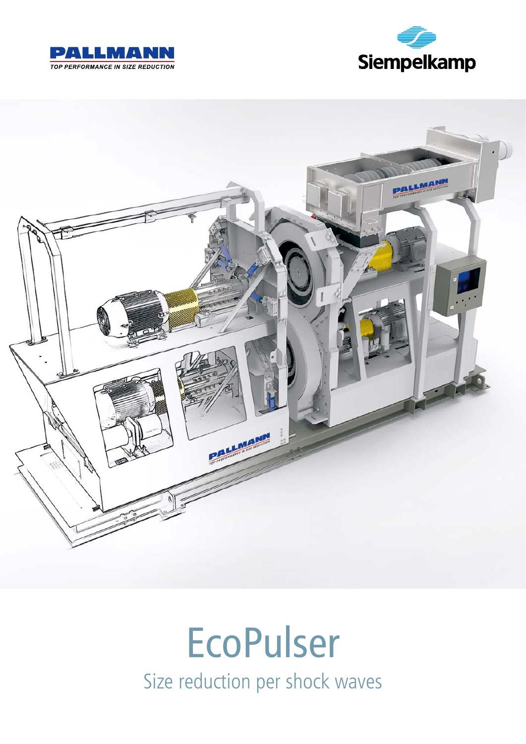PALLMANN

TOP PERFORMANCE IN SIZE REDUCTION

Siempelkamp

# EcoPulser

## Size reduction per shock waves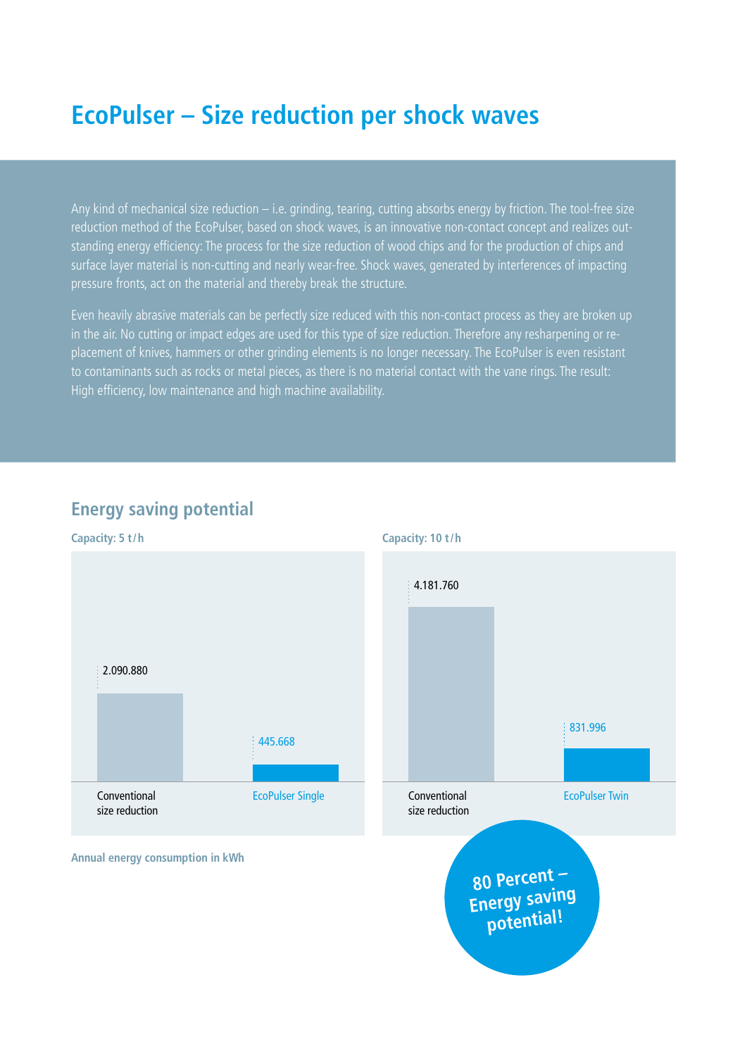# EcoPulser – Size reduction per shock waves

Any kind of mechanical size reduction – i.e. grinding, tearing, cutting absorbs energy by friction. The tool-free size reduction method of the EcoPulser, based on shock waves, is an innovative non-contact concept and realizes outstanding energy efficiency: The process for the size reduction of wood chips and for the production of chips and surface layer material is non-cutting and nearly wear-free. Shock waves, generated by interferences of impacting pressure fronts, act on the material and thereby break the structure.

Even heavily abrasive materials can be perfectly size reduced with this non-contact process as they are broken up in the air. No cutting or impact edges are used for this type of size reduction. Therefore any resharpening or replacement of knives, hammers or other grinding elements is no longer necessary. The EcoPulser is even resistant to contaminants such as rocks or metal pieces, as there is no material contact with the vane rings. The result: High efficiency, low maintenance and high machine availability.

## Energy saving potential

**Capacity: 5 t/h**

| | Annual energy consumption in kWh |
|---|---|
| Conventional size reduction | 2.090.880 |
| EcoPulser Single | 445.668 |

**Capacity: 10 t/h**

| | Annual energy consumption in kWh |
|---|---|
| Conventional size reduction | 4.181.760 |
| EcoPulser Twin | 831.996 |

**Annual energy consumption in kWh**

**80 Percent – Energy saving potential!**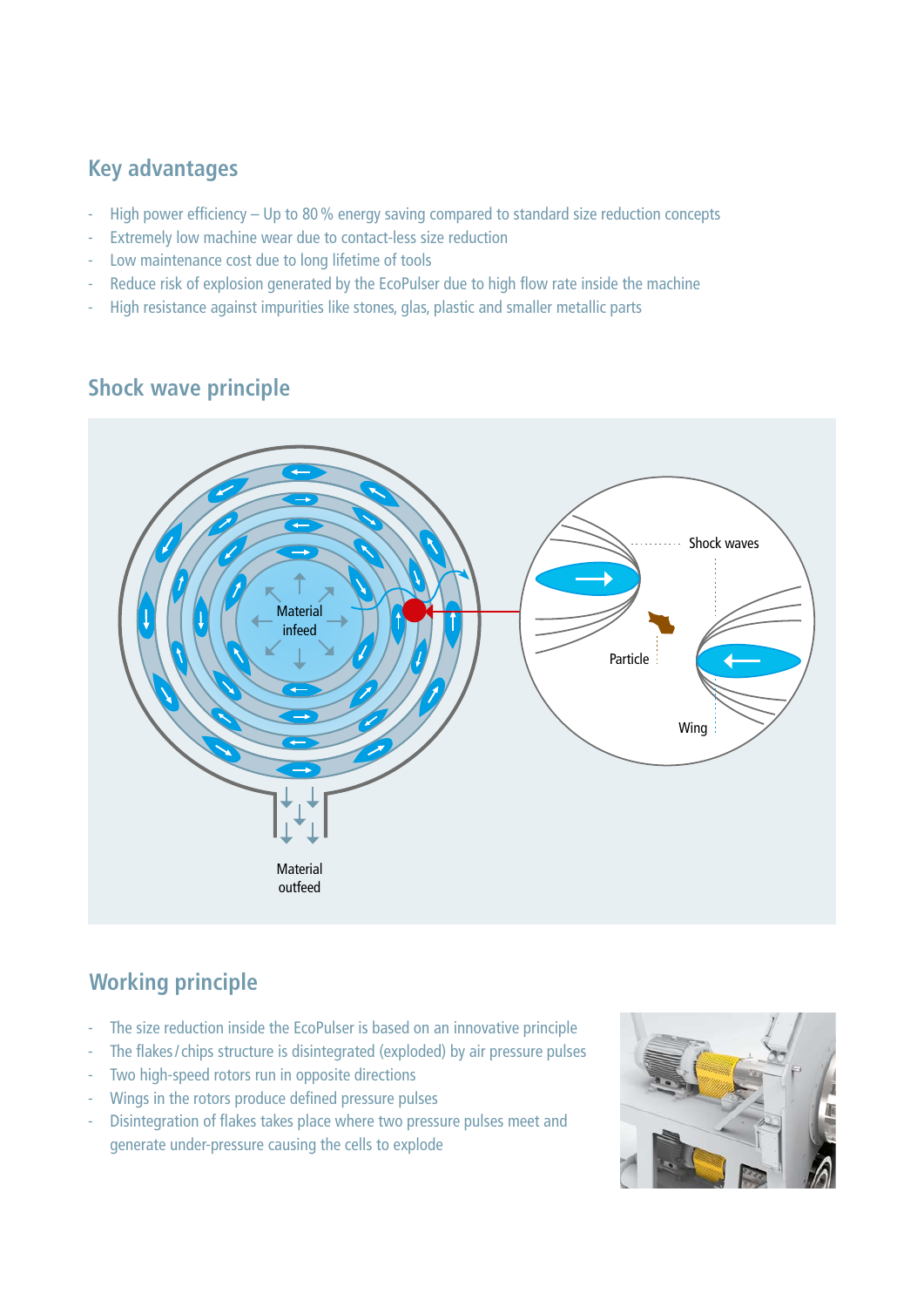## Key advantages

- High power efficiency – Up to 80 % energy saving compared to standard size reduction concepts
- Extremely low machine wear due to contact-less size reduction
- Low maintenance cost due to long lifetime of tools
- Reduce risk of explosion generated by the EcoPulser due to high flow rate inside the machine
- High resistance against impurities like stones, glas, plastic and smaller metallic parts

## Shock wave principle

Material infeed

Material outfeed

Shock waves

Particle

Wing

## Working principle

- The size reduction inside the EcoPulser is based on an innovative principle
- The flakes / chips structure is disintegrated (exploded) by air pressure pulses
- Two high-speed rotors run in opposite directions
- Wings in the rotors produce defined pressure pulses
- Disintegration of flakes takes place where two pressure pulses meet and generate under-pressure causing the cells to explode